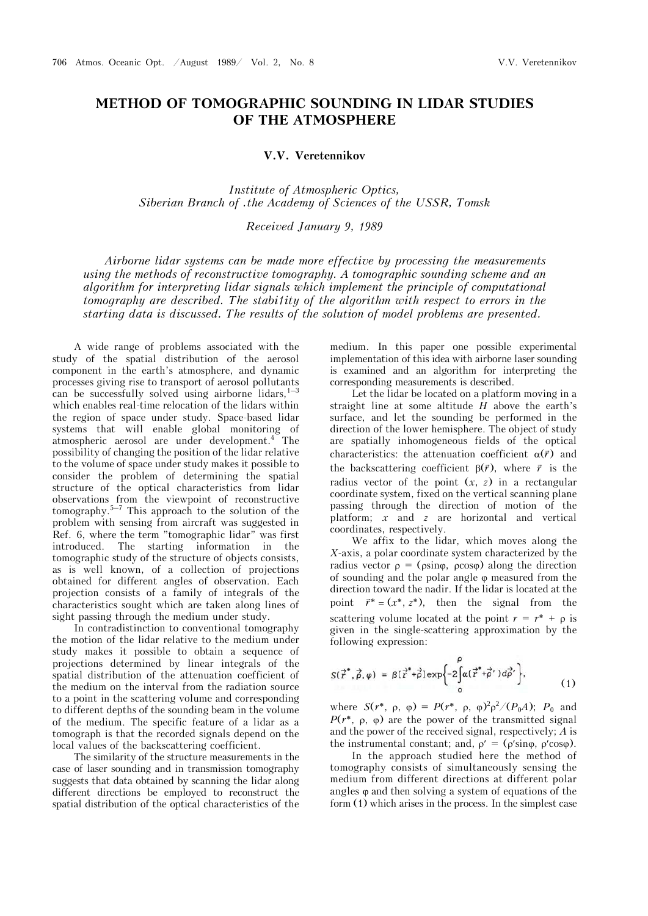# METHOD OF TOMOGRAPHIC SOUNDING IN LIDAR STUDIES OF THE ATMOSPHERE

**V.V. Veretennikov**

*Institute of Atmospheric Optics, Siberian Branch of .the Academy of Sciences of the USSR, Tomsk*

*Received January 9, 1989*

*Airborne lidar systems can be made more effective by processing the measurements using the methods of reconstructive tomography. A tomographic sounding scheme and an algorithm for interpreting lidar signals which implement the principle of computational tomography are described. The stabi1ity of the algorithm with respect to errors in the starting data is discussed. The results of the solution of model problems are presented.*

A wide range of problems associated with the study of the spatial distribution of the aerosol component in the earth's atmosphere, and dynamic processes giving rise to transport of aerosol pollutants can be successfully solved using airborne lidars,[1–3] which enables real-time relocation of the lidars within the region of space under study. Space-based lidar systems that will enable global monitoring of atmospheric aerosol are under development.[4] The possibility of changing the position of the lidar relative to the volume of space under study makes it possible to consider the problem of determining the spatial structure of the optical characteristics from lidar observations from the viewpoint of reconstructive tomography.[5–7] This approach to the solution of the problem with sensing from aircraft was suggested in Ref. 6, where the term "tomographic lidar" was first introduced. The starting information in the tomographic study of the structure of objects consists, as is well known, of a collection of projections obtained for different angles of observation. Each projection consists of a family of integrals of the characteristics sought which are taken along lines of sight passing through the medium under study.

In contradistinction to conventional tomography the motion of the lidar relative to the medium under study makes it possible to obtain a sequence of projections determined by linear integrals of the spatial distribution of the attenuation coefficient of the medium on the interval from the radiation source to a point in the scattering volume and corresponding to different depths of the sounding beam in the volume of the medium. The specific feature of a lidar as a tomograph is that the recorded signals depend on the local values of the backscattering coefficient.

The similarity of the structure measurements in the case of laser sounding and in transmission tomography suggests that data obtained by scanning the lidar along different directions be employed to reconstruct the spatial distribution of the optical characteristics of the medium. In this paper one possible experimental implementation of this idea with airborne laser sounding is examined and an algorithm for interpreting the corresponding measurements is described.

Let the lidar be located on a platform moving in a straight line at some altitude $H$ above the earth's surface, and let the sounding be performed in the direction of the lower hemisphere. The object of study are spatially inhomogeneous fields of the optical characteristics: the attenuation coefficient $\alpha(\vec{r})$ and the backscattering coefficient $\beta(\vec{r})$, where $\vec{r}$ is the radius vector of the point $(x, z)$ in a rectangular coordinate system, fixed on the vertical scanning plane passing through the direction of motion of the platform; $x$ and $z$ are horizontal and vertical coordinates, respectively.

We affix to the lidar, which moves along the $X$-axis, a polar coordinate system characterized by the radius vector $\rho = (\rho\sin\varphi, \rho\cos\varphi)$ along the direction of sounding and the polar angle $\varphi$ measured from the direction toward the nadir. If the lidar is located at the point $\vec{r}^* = (x^*, z^*)$, then the signal from the scattering volume located at the point $r = r^* + \rho$ is given in the single-scattering approximation by the following expression:

$$S(\vec{r}^*, \vec{\rho}, \varphi) = \beta(\vec{r}^* + \vec{\rho})\exp\left\{-2\int_0^{\rho}\alpha(\vec{r}^* + \vec{\rho}\,')d\vec{\rho}\,'\right\}, \tag{1}$$

where $S(r^*, \rho, \varphi) = P(r^*, \rho, \varphi)^2\rho^2/(P_0A)$; $P_0$ and $P(r^*, \rho, \varphi)$ are the power of the transmitted signal and the power of the received signal, respectively; $A$ is the instrumental constant; and, $\rho' = (\rho'\sin\varphi, \rho'\cos\varphi)$.

In the approach studied here the method of tomography consists of simultaneously sensing the medium from different directions at different polar angles $\varphi$ and then solving a system of equations of the form (1) which arises in the process. In the simplest case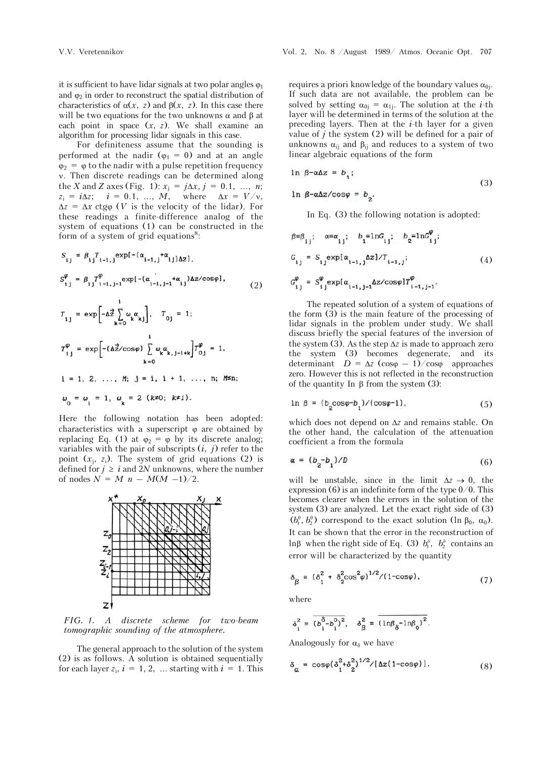it is sufficient to have lidar signals at two polar angles $\varphi_1$ and $\varphi_2$ in order to reconstruct the spatial distribution of characteristics of $\alpha(x, z)$ and $\beta(x, z)$. In this case there will be two equations for the two unknowns $\alpha$ and $\beta$ at each point in space $(x, z)$. We shall examine an algorithm for processing lidar signals in this case.

For definiteness assume that the sounding is performed at the nadir ($\varphi_1 = 0$) and at an angle $\varphi_2 = \varphi$ to the nadir with a pulse repetition frequency $\nu$. Then discrete readings can be determined along the $X$ and $Z$ axes (Fig. 1): $x_j = j\Delta x$, $j = 0.1, \ldots, n$; $z_i = i\Delta z$; $i = 0.1, \ldots, M$, where $\Delta x = V/\nu$, $\Delta z = \Delta x \operatorname{ctg}\varphi$ ($V$ is the velocity of the lidar). For these readings a finite-difference analog of the system of equations (1) can be constructed in the form of a system of grid equations[8]:

$$
\begin{aligned}
S_{ij} &= \beta_{ij} T_{i-1,j} \exp[-(\alpha_{i-1,j} + \alpha_{ij})\Delta z], \\
S^{\varphi}_{ij} &= \beta_{ij} T^{\varphi}_{i-1,j-1} \exp[-(\alpha_{i-1,j-1} + \alpha_{ij})\Delta z/\cos\varphi], \\
T_{ij} &= \exp\left[-\Delta \vec{z} \sum_{k=0}^{i} \omega_k \alpha_{kj}\right], \quad T_{0j} = 1; \\
T^{\varphi}_{ij} &= \exp\left[-(\Delta \vec{z}/\cos\varphi) \sum_{k=0}^{i} \omega_k \alpha_{k,j-1+k}\right] T^{\varphi}_{0j} = 1, \\
i &= 1, 2, \ldots, M; \; j = i, i+1, \ldots, n; \; M \le n; \\
\omega_0 &= \omega_1 = 1, \; \omega_k = 2 \; (k \ne 0; \; k \ne i).
\end{aligned}
\tag{2}
$$

Here the following notation has been adopted: characteristics with a superscript $\varphi$ are obtained by replacing Eq. (1) at $\varphi_2 = \varphi$ by its discrete analog; variables with the pair of subscripts $(i, j)$ refer to the point $(x_j, z_i)$. The system of grid equations (2) is defined for $j \ge i$ and $2N$ unknowns, where the number of nodes $N = M\, n - M(M - 1)/2$.

*FIG. 1. A discrete scheme for two-beam tomographic sounding of the atmosphere.*

The general approach to the solution of the system (2) is as follows. A solution is obtained sequentially for each layer $z_i$, $i = 1, 2, \ldots$ starting with $i = 1$. This requires a priori knowledge of the boundary values $\alpha_{0j}$. If such data are not available, the problem can be solved by setting $\alpha_{0j} = \alpha_{1j}$. The solution at the $i$-th layer will be determined in terms of the solution at the preceding layers. Then at the $i$-th layer for a given value of $j$ the system (2) will be defined for a pair of unknowns $\alpha_{ij}$ and $\beta_{ij}$ and reduces to a system of two linear algebraic equations of the form

$$
\begin{aligned}
\ln \beta - \alpha \Delta z &= b_1; \\
\ln \beta - \alpha \Delta z/\cos\varphi &= b_2.
\end{aligned}
\tag{3}
$$

In Eq. (3) the following notation is adopted:

$$
\begin{aligned}
&\beta = \beta_{ij}; \quad \alpha = \alpha_{ij}; \quad b_1 = \ln G_{ij}; \quad b_2 = \ln G^{\varphi}_{ij}; \\
&G_{ij} = S_{ij} \exp[\alpha_{i-1,j} \Delta z]/T_{i-1,j}; \\
&G^{\varphi}_{ij} = S^{\varphi}_{ij} \exp[\alpha_{i-1,j-1} \Delta z/\cos\varphi] T^{\varphi}_{i-1,j-1}.
\end{aligned}
\tag{4}
$$

The repeated solution of a system of equations of the form (3) is the main feature of the processing of lidar signals in the problem under study. We shall discuss briefly the special features of the inversion of the system (3). As the step $\Delta z$ is made to approach zero the system (3) becomes degenerate, and its determinant $D = \Delta z(\cos\varphi - 1)/\cos\varphi$ approaches zero. However this is not reflected in the reconstruction of the quantity $\ln \beta$ from the system (3):

$$
\ln \beta = (b_2 \cos\varphi - b_1)/(\cos\varphi - 1), \tag{5}
$$

which does not depend on $\Delta z$ and remains stable. On the other hand, the calculation of the attenuation coefficient $\alpha$ from the formula

$$
\alpha = (b_2 - b_1)/D \tag{6}
$$

will be unstable, since in the limit $\Delta z \to 0$, the expression (6) is an indefinite form of the type $0/0$. This becomes clearer when the errors in the solution of the system (3) are analyzed. Let the exact right side of (3) $(b_1^0, b_2^0)$ correspond to the exact solution $(\ln \beta_0, \alpha_0)$. It can be shown that the error in the reconstruction of $\ln\beta$ when the right side of Eq. (3) $b_1^{\delta}$, $b_2^{\delta}$ contains an error will be characterized by the quantity

$$
\delta_{\beta} = (\delta_1^2 + \delta_2^2 \cos^2\varphi)^{1/2}/(1 - \cos\varphi), \tag{7}
$$

where

$$
\delta_i^2 = \overline{(b_i^{\delta} - b_i^0)^2}, \quad \delta_{\beta}^2 = \overline{(\ln\beta_{\delta} - \ln\beta_0)^2}.
$$

Analogously for $\alpha_{\delta}$ we have

$$
\delta_{\alpha} = \cos\varphi(\delta_1^2 + \delta_2^2)^{1/2}/[\Delta z(1 - \cos\varphi)]. \tag{8}
$$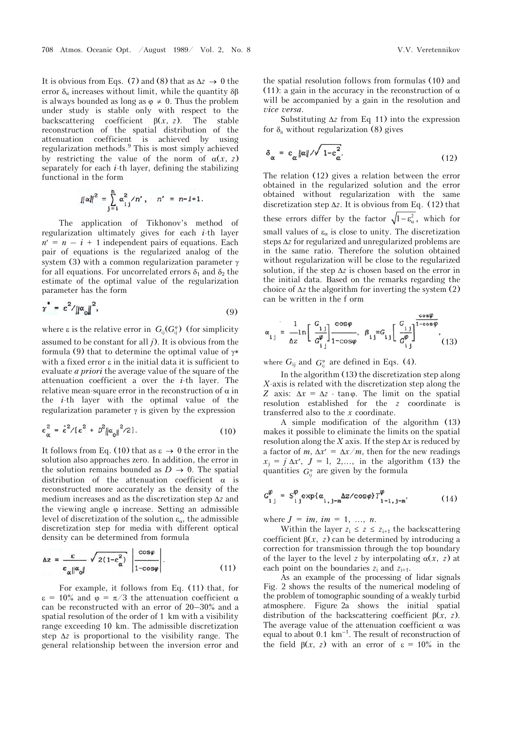It is obvious from Eqs. (7) and (8) that as $\Delta z \to 0$ the error $\delta_\alpha$ increases without limit, while the quantity $\delta\beta$ is always bounded as long as $\varphi \neq 0$. Thus the problem under study is stable only with respect to the backscattering coefficient $\beta(x, z)$. The stable reconstruction of the spatial distribution of the attenuation coefficient is achieved by using regularization methods.[9] This is most simply achieved by restricting the value of the norm of $\alpha(x, z)$ separately for each $i$-th layer, defining the stabilizing functional in the form

$$\|\alpha\|^2 = \sum_{j=i}^{n} \alpha_{ij}^2 / n', \quad n' = n - i + 1.$$

The application of Tikhonov's method of regularization ultimately gives for each $i$-th layer $n' = n - i + 1$ independent pairs of equations. Each pair of equations is the regularized analog of the system (3) with a common regularization parameter $\gamma$ for all equations. For uncorrelated errors $\delta_1$ and $\delta_2$ the estimate of the optimal value of the regularization parameter has the form

$$\gamma^* = \varepsilon^2 / \|\alpha_0\|^2, \tag{9}$$

where $\varepsilon$ is the relative error in $G_{ij}(G_{ij}^{\varphi})$ (for simplicity assumed to be constant for all $j$). It is obvious from the formula (9) that to determine the optimal value of $\gamma^*$ with a fixed error $\varepsilon$ in the initial data it is sufficient to evaluate *a priori* the average value of the square of the attenuation coefficient a over the $i$-th layer. The relative mean-square error in the reconstruction of $\alpha$ in the $i$-th layer with the optimal value of the regularization parameter $\gamma$ is given by the expression

$$\varepsilon_\alpha^2 = \varepsilon^2 / [\varepsilon^2 + D^2 \|\alpha_0\|^2 / 2]. \tag{10}$$

It follows from Eq. (10) that as $\varepsilon \to 0$ the error in the solution also approaches zero. In addition, the error in the solution remains bounded as $D \to 0$. The spatial distribution of the attenuation coefficient $\alpha$ is reconstructed more accurately as the density of the medium increases and as the discretization step $\Delta z$ and the viewing angle $\varphi$ increase. Setting an admissible level of discretization of the solution $\varepsilon_\alpha$, the admissible discretization step for media with different optical density can be determined from formula

$$\Delta z = \frac{\varepsilon}{\varepsilon_\alpha \|\alpha_0\|} \sqrt{2(1-\varepsilon_\alpha^2)} \left| \frac{\cos\varphi}{1-\cos\varphi} \right|. \tag{11}$$

For example, it follows from Eq. (11) that, for $\varepsilon = 10\%$ and $\varphi = \pi/3$ the attenuation coefficient $\alpha$ can be reconstructed with an error of 20–30% and a spatial resolution of the order of 1 km with a visibility range exceeding 10 km. The admissible discretization step $\Delta z$ is proportional to the visibility range. The general relationship between the inversion error and the spatial resolution follows from formulas (10) and (11): a gain in the accuracy in the reconstruction of $\alpha$ will be accompanied by a gain in the resolution and *vice versa*.

Substituting $\Delta z$ from Eq 11) into the expression for $\delta_\alpha$ without regularization (8) gives

$$\delta_\alpha = \varepsilon_\alpha \|\alpha\| / \sqrt{1-\varepsilon_\alpha^2}. \tag{12}$$

The relation (12) gives a relation between the error obtained in the regularized solution and the error obtained without regularization with the same discretization step $\Delta z$. It is obvious from Eq. (12) that these errors differ by the factor $\sqrt{1-\varepsilon_\alpha^2}$, which for small values of $\varepsilon_\alpha$ is close to unity. The discretization steps $\Delta z$ for regularized and unregularized problems are in the same ratio. Therefore the solution obtained without regularization will be close to the regularized solution, if the step $\Delta z$ is chosen based on the error in the initial data. Based on the remarks regarding the choice of $\Delta z$ the algorithm for inverting the system (2) can be written in the f orm

$$\alpha_{ij} = \frac{1}{\Delta z} \ln\left[\frac{G_{ij}}{G_{ij}^{\varphi}}\right] \frac{\cos\varphi}{1-\cos\varphi}, \quad \beta_{ij} = G_{ij} \left[\frac{G_{ij}}{G_{ij}^{\varphi}}\right]^{\frac{\cos\varphi}{1-\cos\varphi}}, \tag{13}$$

where $G_{ij}$ and $G_{ij}^{\varphi}$ are defined in Eqs. (4).

In the algorithm (13) the discretization step along $X$-axis is related with the discretization step along the $Z$ axis: $\Delta x = \Delta z \cdot \tan\varphi$. The limit on the spatial resolution established for the $z$ coordinate is transferred also to the $x$ coordinate.

A simple modification of the algorithm (13) makes it possible to eliminate the limits on the spatial resolution along the $X$ axis. If the step $\Delta x$ is reduced by a factor of $m$, $\Delta x' = \Delta x / m$, then for the new readings $x_j = j\,\Delta x'$, $J = 1, 2, \ldots$, in the algorithm (13) the quantities $G_{ij}^{\varphi}$ are given by the formula

$$G_{ij}^{\varphi} = S_{ij}^{\varphi} \exp\{\alpha_{i,j-m} \Delta z / \cos\varphi\} T_{i-1,j-m}^{\varphi}, \tag{14}$$

where $J = im$, $im = 1, \ldots, n$.

Within the layer $z_i \leq z \leq z_{i+1}$ the backscattering coefficient $\beta(x, z)$ can be determined by introducing a correction for transmission through the top boundary of the layer to the level $z$ by interpolating $\alpha(x, z)$ at each point on the boundaries $z_i$ and $z_{i+1}$.

As an example of the processing of lidar signals Fig. 2 shows the results of the numerical modeling of the problem of tomographic sounding of a weakly turbid atmosphere. Figure 2a shows the initial spatial distribution of the backscattering coefficient $\beta(x, z)$. The average value of the attenuation coefficient $\alpha$ was equal to about 0.1 km$^{-1}$. The result of reconstruction of the field $\beta(x, z)$ with an error of $\varepsilon = 10\%$ in the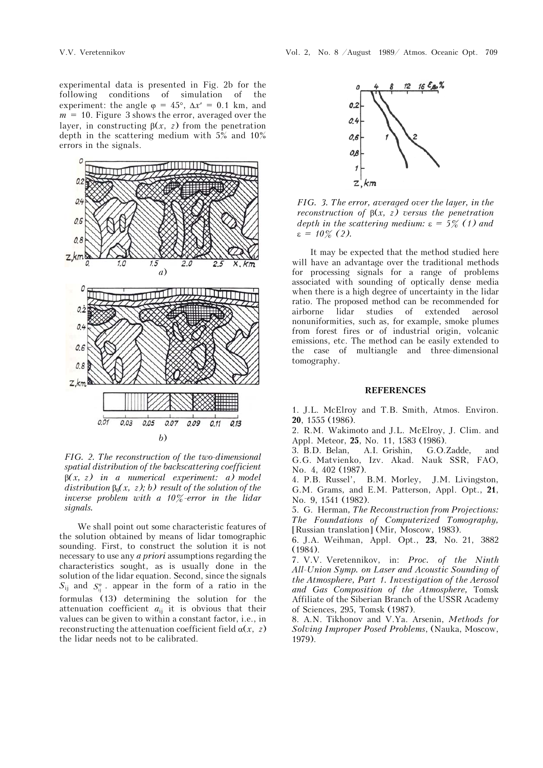experimental data is presented in Fig. 2b for the following conditions of simulation of the experiment: the angle $\varphi = 45°$, $\Delta x' = 0.1$ km, and $m = 10$. Figure 3 shows the error, averaged over the layer, in constructing $\beta(x, z)$ from the penetration depth in the scattering medium with 5% and 10% errors in the signals.

0
0.2
0.4
0.6
0.8
z, km
0. 1.0 1.5 2.0 2.5 x, km
*a*)

0
0.2
0.4
0.6
0.8
z, km

0.01 0.03 0.05 0.07 0.09 0.11 0.13
*b*)

*FIG. 2. The reconstruction of the two-dimensional spatial distribution of the backscattering coefficient $\beta(x, z)$ in a numerical experiment: a) model distribution $\beta_0(x, z)$; b) result of the solution of the inverse problem with a 10%-error in the lidar signals.*

We shall point out some characteristic features of the solution obtained by means of lidar tomographic sounding. First, to construct the solution it is not necessary to use any *a priori* assumptions regarding the characteristics sought, as is usually done in the solution of the lidar equation. Second, since the signals $S_{ij}$ and $S^{\varphi}_{ij}$. appear in the form of a ratio in the formulas (13) determining the solution for the attenuation coefficient $a_{ij}$ it is obvious that their values can be given to within a constant factor, i.e., in reconstructing the attenuation coefficient field $\alpha(x, z)$ the lidar needs not to be calibrated.

0 4 8 12 16 $\varepsilon_{\beta}$, %
0.2
0.4
0.6
0.8
1
z, km
1
2

*FIG. 3. The error, averaged over the layer, in the reconstruction of $\beta(x, z)$ versus the penetration depth in the scattering medium: $\varepsilon = 5\%$ (1) and $\varepsilon = 10\%$ (2).*

It may be expected that the method studied here will have an advantage over the traditional methods for processing signals for a range of problems associated with sounding of optically dense media when there is a high degree of uncertainty in the lidar ratio. The proposed method can be recommended for airborne lidar studies of extended aerosol nonuniformities, such as, for example, smoke plumes from forest fires or of industrial origin, volcanic emissions, etc. The method can be easily extended to the case of multiangle and three-dimensional tomography.

## REFERENCES

1. J.L. McElroy and T.B. Smith, Atmos. Environ. **20**, 1555 (1986).
2. R.M. Wakimoto and J.L. McElroy, J. Clim. and Appl. Meteor, **25**, No. 11, 1583 (1986).
3. B.D. Belan, A.I. Grishin, G.O.Zadde, and G.G. Matvienko, Izv. Akad. Nauk SSR, FAO, No. 4, 402 (1987).
4. P.B. Russel', B.M. Morley, J.M. Livingston, G.M. Grams, and E.M. Patterson, Appl. Opt., **21**, No. 9, 1541 (1982).
5. G. Herman, *The Reconstruction from Projections: The Foundations of Computerized Tomography,* [Russian translation] (Mir, Moscow, 1983).
6. J.A. Weihman, Appl. Opt., **23**, No. 21, 3882 (1984).
7. V.V. Veretennikov, in: *Proc. of the Ninth All-Union Symp. on Laser and Acoustic Sounding of the Atmosphere, Part 1. Investigation of the Aerosol and Gas Composition of the Atmosphere,* Tomsk Affiliate of the Siberian Branch of the USSR Academy of Sciences, 295, Tomsk (1987).
8. A.N. Tikhonov and V.Ya. Arsenin, *Methods for Solving Improper Posed Problems*, (Nauka, Moscow, 1979).